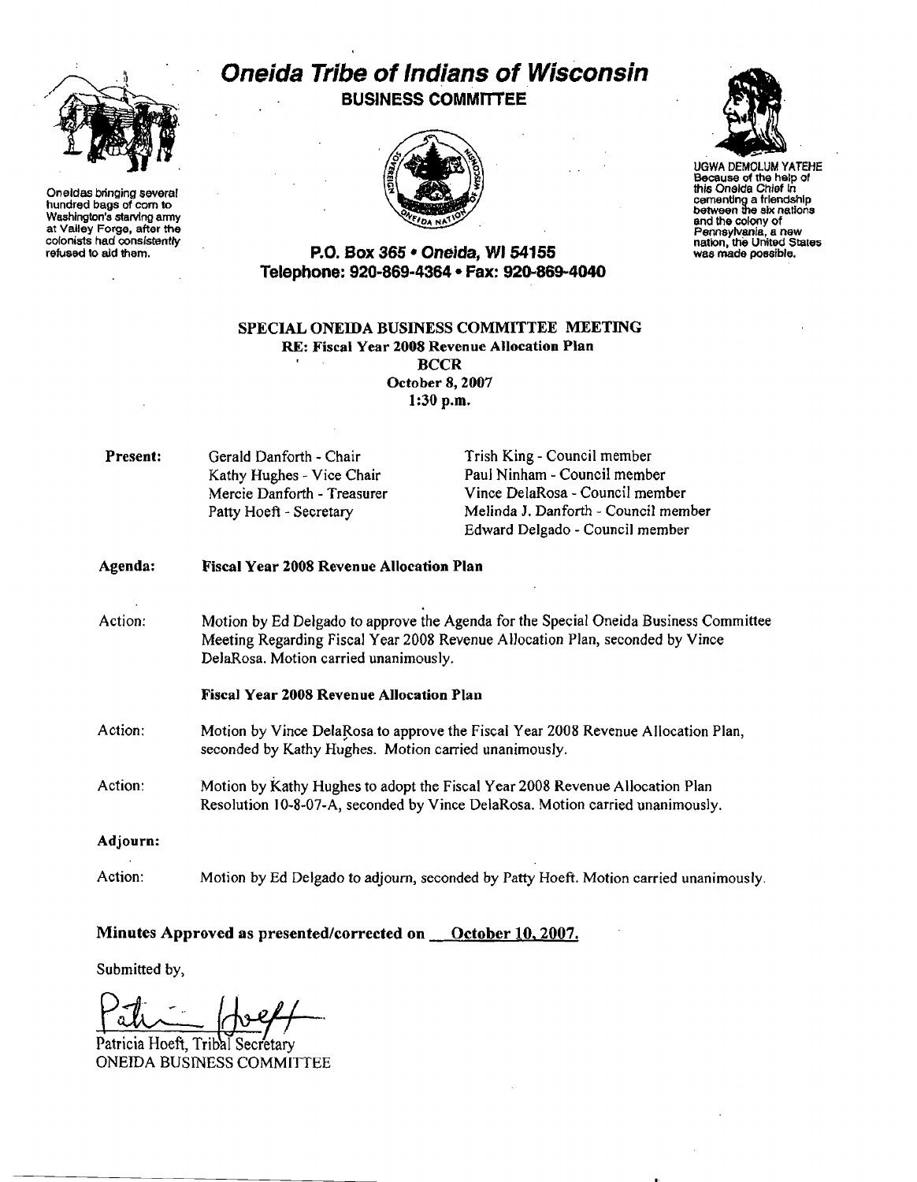# Oneida Tribe of Indians of Wisconsin

## BUSINESS COMMITTEE

Oneidas bringing several hundred bags of corn to Washington's starving army at Valley Forge, after the colonists had consistently refused to aid them.

UGWA DEMOLUM YATEHE
Because of the help of this Oneida Chief in cementing a friendship between the six nations and the colony of Pennsylvania, a new nation, the United States was made possible.

**P.O. Box 365 • Oneida, WI 54155**
**Telephone: 920-869-4364 • Fax: 920-869-4040**

**SPECIAL ONEIDA BUSINESS COMMITTEE MEETING**
**RE: Fiscal Year 2008 Revenue Allocation Plan**
**BCCR**
**October 8, 2007**
**1:30 p.m.**

**Present:**

| | |
|---|---|
| Gerald Danforth - Chair | Trish King - Council member |
| Kathy Hughes - Vice Chair | Paul Ninham - Council member |
| Mercie Danforth - Treasurer | Vince DelaRosa - Council member |
| Patty Hoeft - Secretary | Melinda J. Danforth - Council member |
| | Edward Delgado - Council member |

**Agenda:** **Fiscal Year 2008 Revenue Allocation Plan**

Action: Motion by Ed Delgado to approve the Agenda for the Special Oneida Business Committee Meeting Regarding Fiscal Year 2008 Revenue Allocation Plan, seconded by Vince DelaRosa. Motion carried unanimously.

**Fiscal Year 2008 Revenue Allocation Plan**

Action: Motion by Vince DelaRosa to approve the Fiscal Year 2008 Revenue Allocation Plan, seconded by Kathy Hughes. Motion carried unanimously.

Action: Motion by Kathy Hughes to adopt the Fiscal Year 2008 Revenue Allocation Plan Resolution 10-8-07-A, seconded by Vince DelaRosa. Motion carried unanimously.

**Adjourn:**

Action: Motion by Ed Delgado to adjourn, seconded by Patty Hoeft. Motion carried unanimously.

**Minutes Approved as presented/corrected on October 10, 2007.**

Submitted by,

Patricia Hoeft, Tribal Secretary
ONEIDA BUSINESS COMMITTEE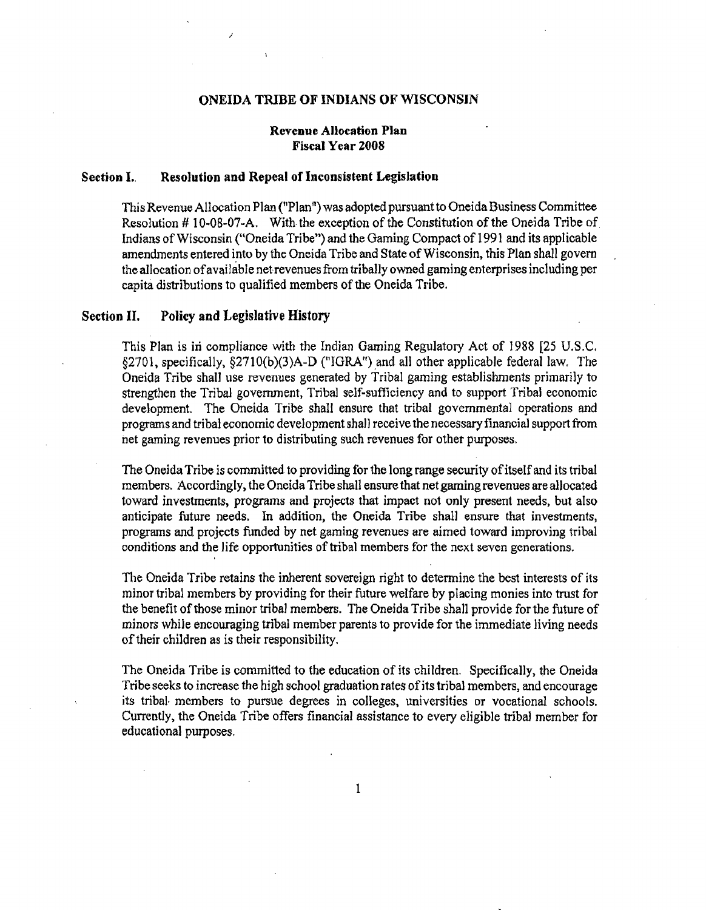# ONEIDA TRIBE OF INDIANS OF WISCONSIN

## Revenue Allocation Plan
## Fiscal Year 2008

### Section I. Resolution and Repeal of Inconsistent Legislation

This Revenue Allocation Plan ("Plan") was adopted pursuant to Oneida Business Committee Resolution # 10-08-07-A. With the exception of the Constitution of the Oneida Tribe of Indians of Wisconsin ("Oneida Tribe") and the Gaming Compact of 1991 and its applicable amendments entered into by the Oneida Tribe and State of Wisconsin, this Plan shall govern the allocation of available net revenues from tribally owned gaming enterprises including per capita distributions to qualified members of the Oneida Tribe.

### Section II. Policy and Legislative History

This Plan is in compliance with the Indian Gaming Regulatory Act of 1988 [25 U.S.C. §2701, specifically, §2710(b)(3)A-D ("IGRA") and all other applicable federal law. The Oneida Tribe shall use revenues generated by Tribal gaming establishments primarily to strengthen the Tribal government, Tribal self-sufficiency and to support Tribal economic development. The Oneida Tribe shall ensure that tribal governmental operations and programs and tribal economic development shall receive the necessary financial support from net gaming revenues prior to distributing such revenues for other purposes.

The Oneida Tribe is committed to providing for the long range security of itself and its tribal members. Accordingly, the Oneida Tribe shall ensure that net gaming revenues are allocated toward investments, programs and projects that impact not only present needs, but also anticipate future needs. In addition, the Oneida Tribe shall ensure that investments, programs and projects funded by net gaming revenues are aimed toward improving tribal conditions and the life opportunities of tribal members for the next seven generations.

The Oneida Tribe retains the inherent sovereign right to determine the best interests of its minor tribal members by providing for their future welfare by placing monies into trust for the benefit of those minor tribal members. The Oneida Tribe shall provide for the future of minors while encouraging tribal member parents to provide for the immediate living needs of their children as is their responsibility.

The Oneida Tribe is committed to the education of its children. Specifically, the Oneida Tribe seeks to increase the high school graduation rates of its tribal members, and encourage its tribal members to pursue degrees in colleges, universities or vocational schools. Currently, the Oneida Tribe offers financial assistance to every eligible tribal member for educational purposes.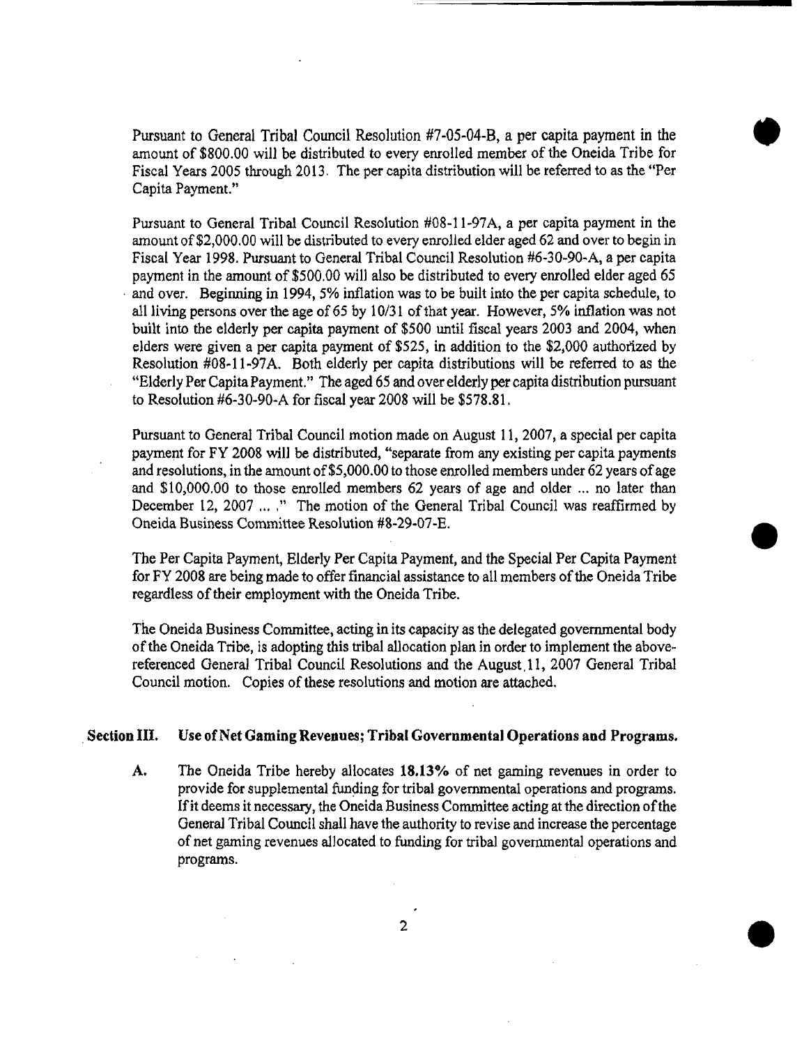Pursuant to General Tribal Council Resolution #7-05-04-B, a per capita payment in the amount of $800.00 will be distributed to every enrolled member of the Oneida Tribe for Fiscal Years 2005 through 2013. The per capita distribution will be referred to as the "Per Capita Payment."

Pursuant to General Tribal Council Resolution #08-11-97A, a per capita payment in the amount of $2,000.00 will be distributed to every enrolled elder aged 62 and over to begin in Fiscal Year 1998. Pursuant to General Tribal Council Resolution #6-30-90-A, a per capita payment in the amount of $500.00 will also be distributed to every enrolled elder aged 65 and over. Beginning in 1994, 5% inflation was to be built into the per capita schedule, to all living persons over the age of 65 by 10/31 of that year. However, 5% inflation was not built into the elderly per capita payment of $500 until fiscal years 2003 and 2004, when elders were given a per capita payment of $525, in addition to the $2,000 authorized by Resolution #08-11-97A. Both elderly per capita distributions will be referred to as the "Elderly Per Capita Payment." The aged 65 and over elderly per capita distribution pursuant to Resolution #6-30-90-A for fiscal year 2008 will be $578.81.

Pursuant to General Tribal Council motion made on August 11, 2007, a special per capita payment for FY 2008 will be distributed, "separate from any existing per capita payments and resolutions, in the amount of $5,000.00 to those enrolled members under 62 years of age and $10,000.00 to those enrolled members 62 years of age and older ... no later than December 12, 2007 ... ." The motion of the General Tribal Council was reaffirmed by Oneida Business Committee Resolution #8-29-07-E.

The Per Capita Payment, Elderly Per Capita Payment, and the Special Per Capita Payment for FY 2008 are being made to offer financial assistance to all members of the Oneida Tribe regardless of their employment with the Oneida Tribe.

The Oneida Business Committee, acting in its capacity as the delegated governmental body of the Oneida Tribe, is adopting this tribal allocation plan in order to implement the above-referenced General Tribal Council Resolutions and the August 11, 2007 General Tribal Council motion. Copies of these resolutions and motion are attached.

## Section III. Use of Net Gaming Revenues; Tribal Governmental Operations and Programs.

A. The Oneida Tribe hereby allocates **18.13%** of net gaming revenues in order to provide for supplemental funding for tribal governmental operations and programs. If it deems it necessary, the Oneida Business Committee acting at the direction of the General Tribal Council shall have the authority to revise and increase the percentage of net gaming revenues allocated to funding for tribal governmental operations and programs.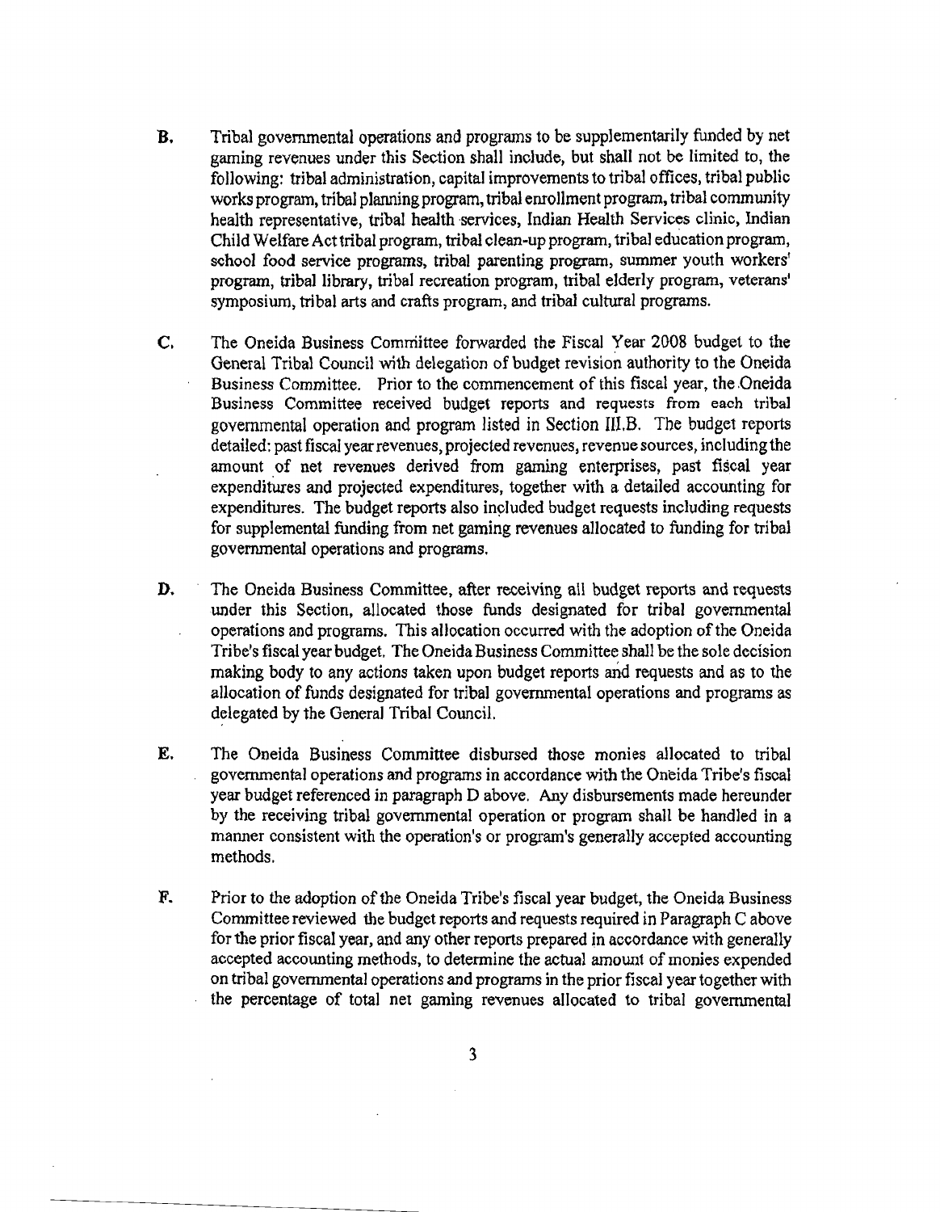**B.** Tribal governmental operations and programs to be supplementarily funded by net gaming revenues under this Section shall include, but shall not be limited to, the following: tribal administration, capital improvements to tribal offices, tribal public works program, tribal planning program, tribal enrollment program, tribal community health representative, tribal health services, Indian Health Services clinic, Indian Child Welfare Act tribal program, tribal clean-up program, tribal education program, school food service programs, tribal parenting program, summer youth workers' program, tribal library, tribal recreation program, tribal elderly program, veterans' symposium, tribal arts and crafts program, and tribal cultural programs.

**C.** The Oneida Business Committee forwarded the Fiscal Year 2008 budget to the General Tribal Council with delegation of budget revision authority to the Oneida Business Committee. Prior to the commencement of this fiscal year, the Oneida Business Committee received budget reports and requests from each tribal governmental operation and program listed in Section III.B. The budget reports detailed: past fiscal year revenues, projected revenues, revenue sources, including the amount of net revenues derived from gaming enterprises, past fiscal year expenditures and projected expenditures, together with a detailed accounting for expenditures. The budget reports also included budget requests including requests for supplemental funding from net gaming revenues allocated to funding for tribal governmental operations and programs.

**D.** The Oneida Business Committee, after receiving all budget reports and requests under this Section, allocated those funds designated for tribal governmental operations and programs. This allocation occurred with the adoption of the Oneida Tribe's fiscal year budget. The Oneida Business Committee shall be the sole decision making body to any actions taken upon budget reports and requests and as to the allocation of funds designated for tribal governmental operations and programs as delegated by the General Tribal Council.

**E.** The Oneida Business Committee disbursed those monies allocated to tribal governmental operations and programs in accordance with the Oneida Tribe's fiscal year budget referenced in paragraph D above. Any disbursements made hereunder by the receiving tribal governmental operation or program shall be handled in a manner consistent with the operation's or program's generally accepted accounting methods.

**F.** Prior to the adoption of the Oneida Tribe's fiscal year budget, the Oneida Business Committee reviewed the budget reports and requests required in Paragraph C above for the prior fiscal year, and any other reports prepared in accordance with generally accepted accounting methods, to determine the actual amount of monies expended on tribal governmental operations and programs in the prior fiscal year together with the percentage of total net gaming revenues allocated to tribal governmental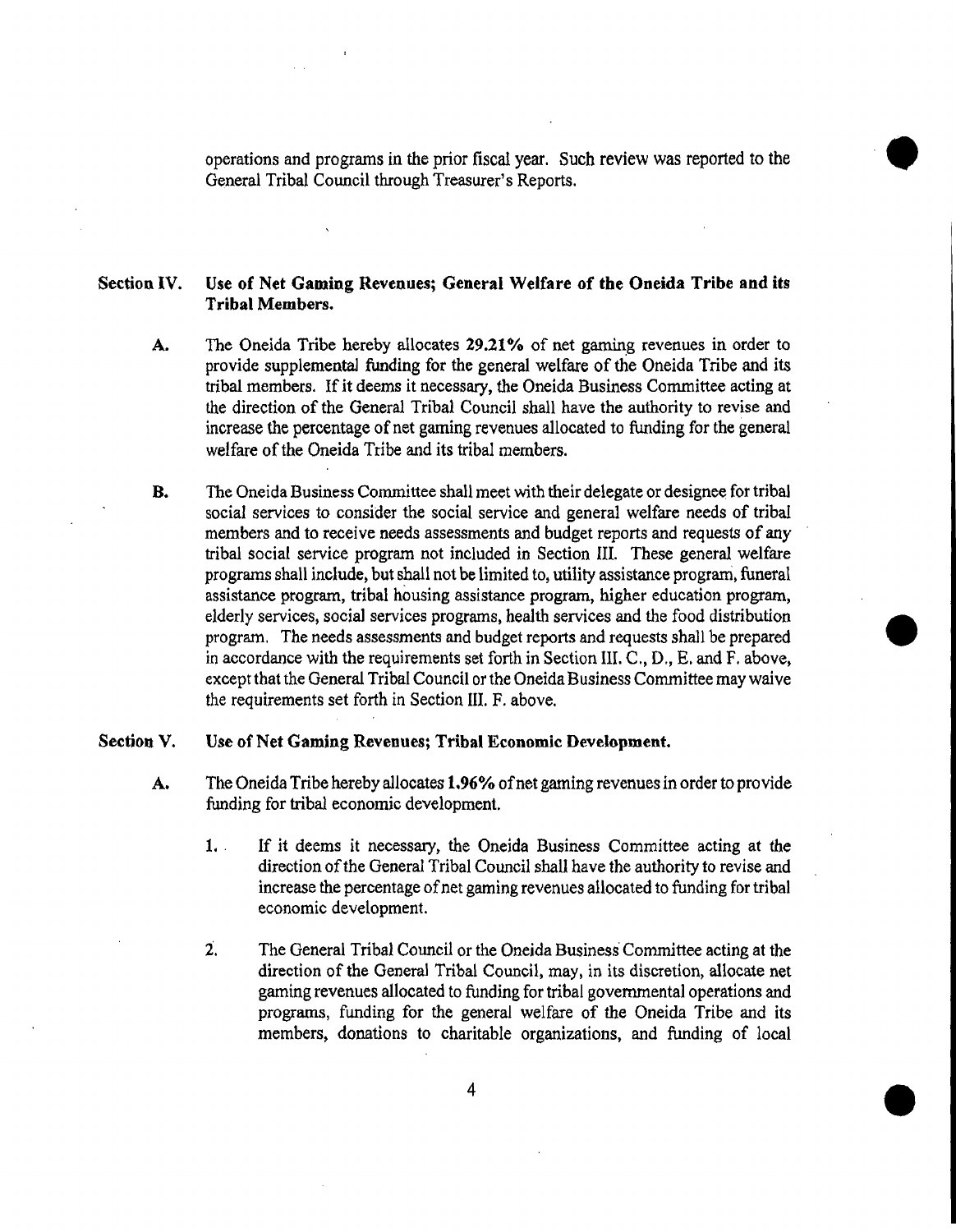operations and programs in the prior fiscal year. Such review was reported to the General Tribal Council through Treasurer's Reports.

## Section IV. Use of Net Gaming Revenues; General Welfare of the Oneida Tribe and its Tribal Members.

**A.** The Oneida Tribe hereby allocates **29.21%** of net gaming revenues in order to provide supplemental funding for the general welfare of the Oneida Tribe and its tribal members. If it deems it necessary, the Oneida Business Committee acting at the direction of the General Tribal Council shall have the authority to revise and increase the percentage of net gaming revenues allocated to funding for the general welfare of the Oneida Tribe and its tribal members.

**B.** The Oneida Business Committee shall meet with their delegate or designee for tribal social services to consider the social service and general welfare needs of tribal members and to receive needs assessments and budget reports and requests of any tribal social service program not included in Section III. These general welfare programs shall include, but shall not be limited to, utility assistance program, funeral assistance program, tribal housing assistance program, higher education program, elderly services, social services programs, health services and the food distribution program. The needs assessments and budget reports and requests shall be prepared in accordance with the requirements set forth in Section III. C., D., E. and F. above, except that the General Tribal Council or the Oneida Business Committee may waive the requirements set forth in Section III. F. above.

## Section V. Use of Net Gaming Revenues; Tribal Economic Development.

**A.** The Oneida Tribe hereby allocates **1.96%** of net gaming revenues in order to provide funding for tribal economic development.

1. If it deems it necessary, the Oneida Business Committee acting at the direction of the General Tribal Council shall have the authority to revise and increase the percentage of net gaming revenues allocated to funding for tribal economic development.

2. The General Tribal Council or the Oneida Business Committee acting at the direction of the General Tribal Council, may, in its discretion, allocate net gaming revenues allocated to funding for tribal governmental operations and programs, funding for the general welfare of the Oneida Tribe and its members, donations to charitable organizations, and funding of local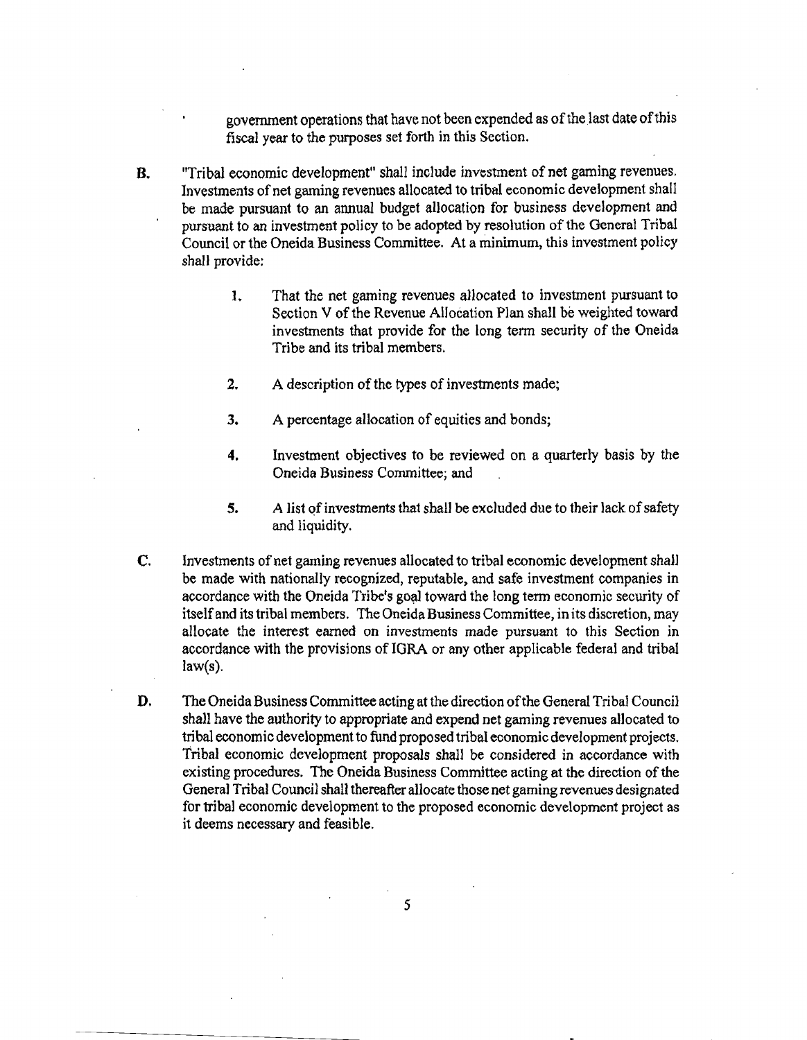government operations that have not been expended as of the last date of this fiscal year to the purposes set forth in this Section.

B. "Tribal economic development" shall include investment of net gaming revenues. Investments of net gaming revenues allocated to tribal economic development shall be made pursuant to an annual budget allocation for business development and pursuant to an investment policy to be adopted by resolution of the General Tribal Council or the Oneida Business Committee. At a minimum, this investment policy shall provide:

   1. That the net gaming revenues allocated to investment pursuant to Section V of the Revenue Allocation Plan shall be weighted toward investments that provide for the long term security of the Oneida Tribe and its tribal members.

   2. A description of the types of investments made;

   3. A percentage allocation of equities and bonds;

   4. Investment objectives to be reviewed on a quarterly basis by the Oneida Business Committee; and

   5. A list of investments that shall be excluded due to their lack of safety and liquidity.

C. Investments of net gaming revenues allocated to tribal economic development shall be made with nationally recognized, reputable, and safe investment companies in accordance with the Oneida Tribe's goal toward the long term economic security of itself and its tribal members. The Oneida Business Committee, in its discretion, may allocate the interest earned on investments made pursuant to this Section in accordance with the provisions of IGRA or any other applicable federal and tribal law(s).

D. The Oneida Business Committee acting at the direction of the General Tribal Council shall have the authority to appropriate and expend net gaming revenues allocated to tribal economic development to fund proposed tribal economic development projects. Tribal economic development proposals shall be considered in accordance with existing procedures. The Oneida Business Committee acting at the direction of the General Tribal Council shall thereafter allocate those net gaming revenues designated for tribal economic development to the proposed economic development project as it deems necessary and feasible.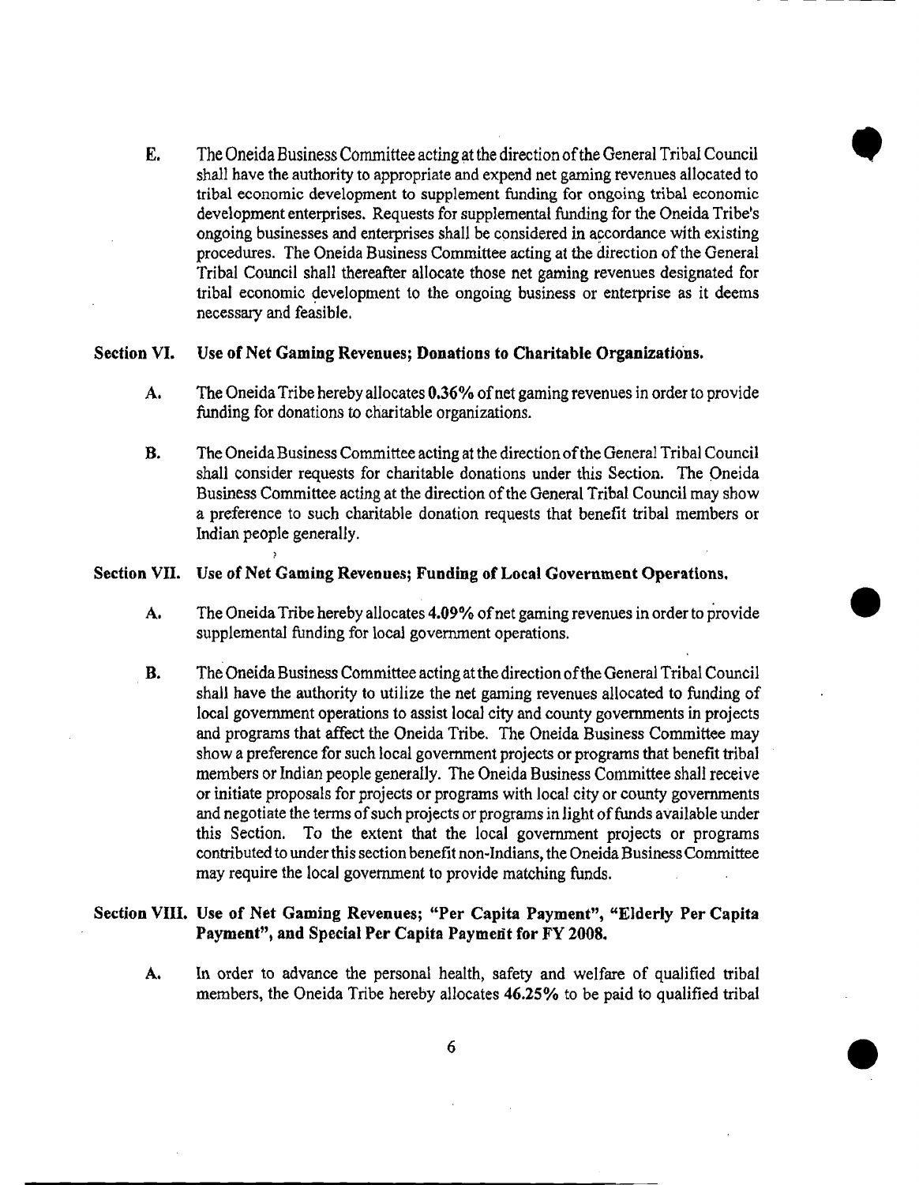E. The Oneida Business Committee acting at the direction of the General Tribal Council shall have the authority to appropriate and expend net gaming revenues allocated to tribal economic development to supplement funding for ongoing tribal economic development enterprises. Requests for supplemental funding for the Oneida Tribe's ongoing businesses and enterprises shall be considered in accordance with existing procedures. The Oneida Business Committee acting at the direction of the General Tribal Council shall thereafter allocate those net gaming revenues designated for tribal economic development to the ongoing business or enterprise as it deems necessary and feasible.

## Section VI. Use of Net Gaming Revenues; Donations to Charitable Organizations.

A. The Oneida Tribe hereby allocates **0.36%** of net gaming revenues in order to provide funding for donations to charitable organizations.

B. The Oneida Business Committee acting at the direction of the General Tribal Council shall consider requests for charitable donations under this Section. The Oneida Business Committee acting at the direction of the General Tribal Council may show a preference to such charitable donation requests that benefit tribal members or Indian people generally.

## Section VII. Use of Net Gaming Revenues; Funding of Local Government Operations.

A. The Oneida Tribe hereby allocates **4.09%** of net gaming revenues in order to provide supplemental funding for local government operations.

B. The Oneida Business Committee acting at the direction of the General Tribal Council shall have the authority to utilize the net gaming revenues allocated to funding of local government operations to assist local city and county governments in projects and programs that affect the Oneida Tribe. The Oneida Business Committee may show a preference for such local government projects or programs that benefit tribal members or Indian people generally. The Oneida Business Committee shall receive or initiate proposals for projects or programs with local city or county governments and negotiate the terms of such projects or programs in light of funds available under this Section. To the extent that the local government projects or programs contributed to under this section benefit non-Indians, the Oneida Business Committee may require the local government to provide matching funds.

## Section VIII. Use of Net Gaming Revenues; "Per Capita Payment", "Elderly Per Capita Payment", and Special Per Capita Payment for FY 2008.

A. In order to advance the personal health, safety and welfare of qualified tribal members, the Oneida Tribe hereby allocates **46.25%** to be paid to qualified tribal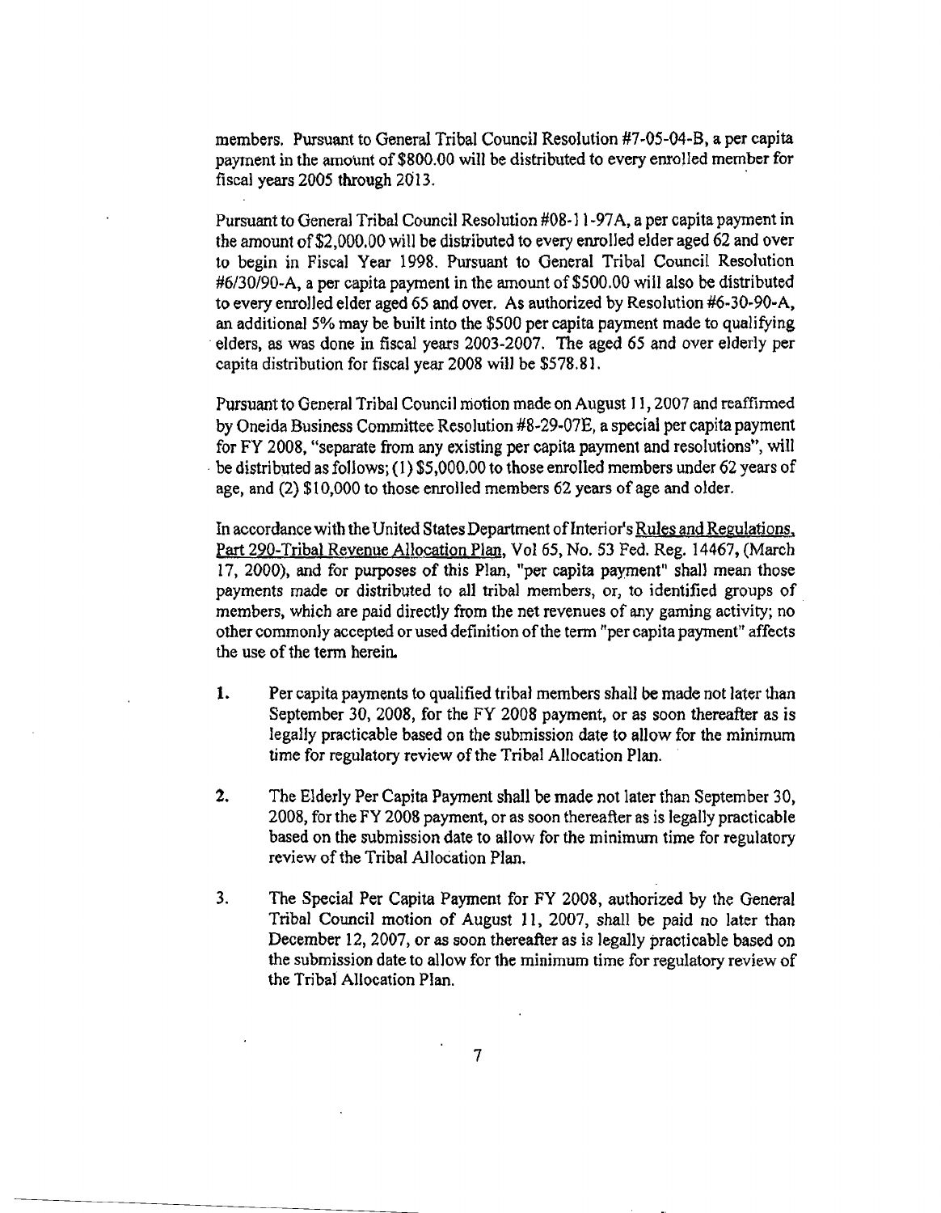members. Pursuant to General Tribal Council Resolution #7-05-04-B, a per capita payment in the amount of $800.00 will be distributed to every enrolled member for fiscal years 2005 through 2013.

Pursuant to General Tribal Council Resolution #08-11-97A, a per capita payment in the amount of $2,000.00 will be distributed to every enrolled elder aged 62 and over to begin in Fiscal Year 1998. Pursuant to General Tribal Council Resolution #6/30/90-A, a per capita payment in the amount of $500.00 will also be distributed to every enrolled elder aged 65 and over. As authorized by Resolution #6-30-90-A, an additional 5% may be built into the $500 per capita payment made to qualifying elders, as was done in fiscal years 2003-2007. The aged 65 and over elderly per capita distribution for fiscal year 2008 will be $578.81.

Pursuant to General Tribal Council motion made on August 11, 2007 and reaffirmed by Oneida Business Committee Resolution #8-29-07E, a special per capita payment for FY 2008, "separate from any existing per capita payment and resolutions", will be distributed as follows; (1) $5,000.00 to those enrolled members under 62 years of age, and (2) $10,000 to those enrolled members 62 years of age and older.

In accordance with the United States Department of Interior's Rules and Regulations, Part 290-Tribal Revenue Allocation Plan, Vol 65, No. 53 Fed. Reg. 14467, (March 17, 2000), and for purposes of this Plan, "per capita payment" shall mean those payments made or distributed to all tribal members, or, to identified groups of members, which are paid directly from the net revenues of any gaming activity; no other commonly accepted or used definition of the term "per capita payment" affects the use of the term herein.

1. Per capita payments to qualified tribal members shall be made not later than September 30, 2008, for the FY 2008 payment, or as soon thereafter as is legally practicable based on the submission date to allow for the minimum time for regulatory review of the Tribal Allocation Plan.

2. The Elderly Per Capita Payment shall be made not later than September 30, 2008, for the FY 2008 payment, or as soon thereafter as is legally practicable based on the submission date to allow for the minimum time for regulatory review of the Tribal Allocation Plan.

3. The Special Per Capita Payment for FY 2008, authorized by the General Tribal Council motion of August 11, 2007, shall be paid no later than December 12, 2007, or as soon thereafter as is legally practicable based on the submission date to allow for the minimum time for regulatory review of the Tribal Allocation Plan.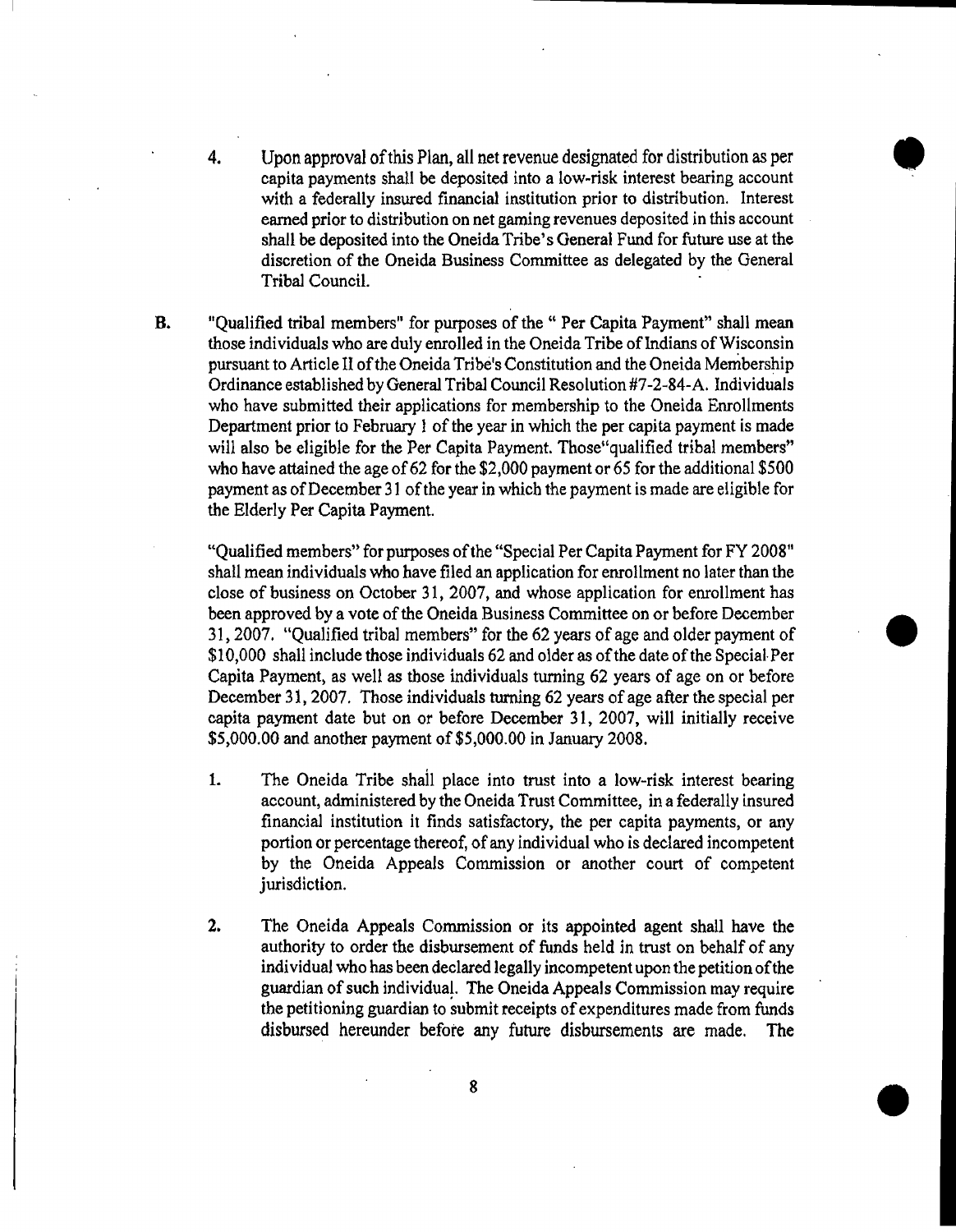4. Upon approval of this Plan, all net revenue designated for distribution as per capita payments shall be deposited into a low-risk interest bearing account with a federally insured financial institution prior to distribution. Interest earned prior to distribution on net gaming revenues deposited in this account shall be deposited into the Oneida Tribe's General Fund for future use at the discretion of the Oneida Business Committee as delegated by the General Tribal Council.

B. "Qualified tribal members" for purposes of the " Per Capita Payment" shall mean those individuals who are duly enrolled in the Oneida Tribe of Indians of Wisconsin pursuant to Article II of the Oneida Tribe's Constitution and the Oneida Membership Ordinance established by General Tribal Council Resolution #7-2-84-A. Individuals who have submitted their applications for membership to the Oneida Enrollments Department prior to February 1 of the year in which the per capita payment is made will also be eligible for the Per Capita Payment. Those "qualified tribal members" who have attained the age of 62 for the $2,000 payment or 65 for the additional $500 payment as of December 31 of the year in which the payment is made are eligible for the Elderly Per Capita Payment.

"Qualified members" for purposes of the "Special Per Capita Payment for FY 2008" shall mean individuals who have filed an application for enrollment no later than the close of business on October 31, 2007, and whose application for enrollment has been approved by a vote of the Oneida Business Committee on or before December 31, 2007. "Qualified tribal members" for the 62 years of age and older payment of $10,000 shall include those individuals 62 and older as of the date of the Special Per Capita Payment, as well as those individuals turning 62 years of age on or before December 31, 2007. Those individuals turning 62 years of age after the special per capita payment date but on or before December 31, 2007, will initially receive $5,000.00 and another payment of $5,000.00 in January 2008.

1. The Oneida Tribe shall place into trust into a low-risk interest bearing account, administered by the Oneida Trust Committee, in a federally insured financial institution it finds satisfactory, the per capita payments, or any portion or percentage thereof, of any individual who is declared incompetent by the Oneida Appeals Commission or another court of competent jurisdiction.

2. The Oneida Appeals Commission or its appointed agent shall have the authority to order the disbursement of funds held in trust on behalf of any individual who has been declared legally incompetent upon the petition of the guardian of such individual. The Oneida Appeals Commission may require the petitioning guardian to submit receipts of expenditures made from funds disbursed hereunder before any future disbursements are made. The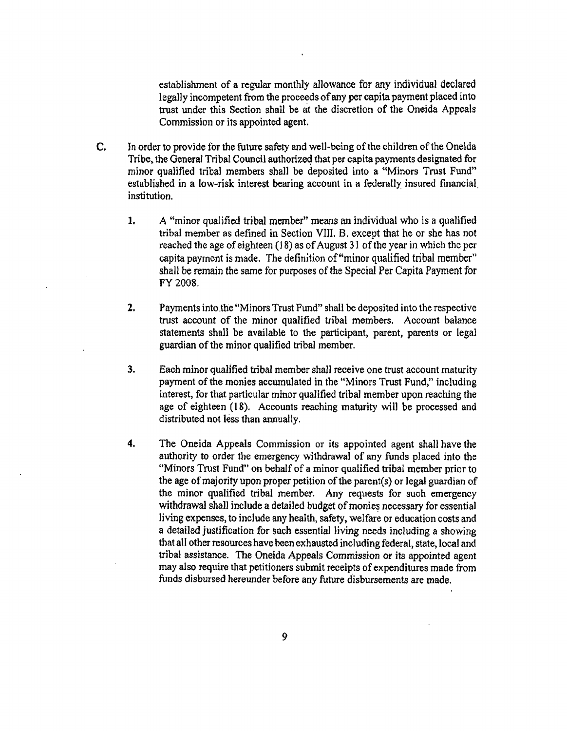establishment of a regular monthly allowance for any individual declared legally incompetent from the proceeds of any per capita payment placed into trust under this Section shall be at the discretion of the Oneida Appeals Commission or its appointed agent.

**C.** In order to provide for the future safety and well-being of the children of the Oneida Tribe, the General Tribal Council authorized that per capita payments designated for minor qualified tribal members shall be deposited into a "Minors Trust Fund" established in a low-risk interest bearing account in a federally insured financial institution.

1. A "minor qualified tribal member" means an individual who is a qualified tribal member as defined in Section VIII. B. except that he or she has not reached the age of eighteen (18) as of August 31 of the year in which the per capita payment is made. The definition of "minor qualified tribal member" shall be remain the same for purposes of the Special Per Capita Payment for FY 2008.

2. Payments into the "Minors Trust Fund" shall be deposited into the respective trust account of the minor qualified tribal members. Account balance statements shall be available to the participant, parent, parents or legal guardian of the minor qualified tribal member.

3. Each minor qualified tribal member shall receive one trust account maturity payment of the monies accumulated in the "Minors Trust Fund," including interest, for that particular minor qualified tribal member upon reaching the age of eighteen (18). Accounts reaching maturity will be processed and distributed not less than annually.

4. The Oneida Appeals Commission or its appointed agent shall have the authority to order the emergency withdrawal of any funds placed into the "Minors Trust Fund" on behalf of a minor qualified tribal member prior to the age of majority upon proper petition of the parent(s) or legal guardian of the minor qualified tribal member. Any requests for such emergency withdrawal shall include a detailed budget of monies necessary for essential living expenses, to include any health, safety, welfare or education costs and a detailed justification for such essential living needs including a showing that all other resources have been exhausted including federal, state, local and tribal assistance. The Oneida Appeals Commission or its appointed agent may also require that petitioners submit receipts of expenditures made from funds disbursed hereunder before any future disbursements are made.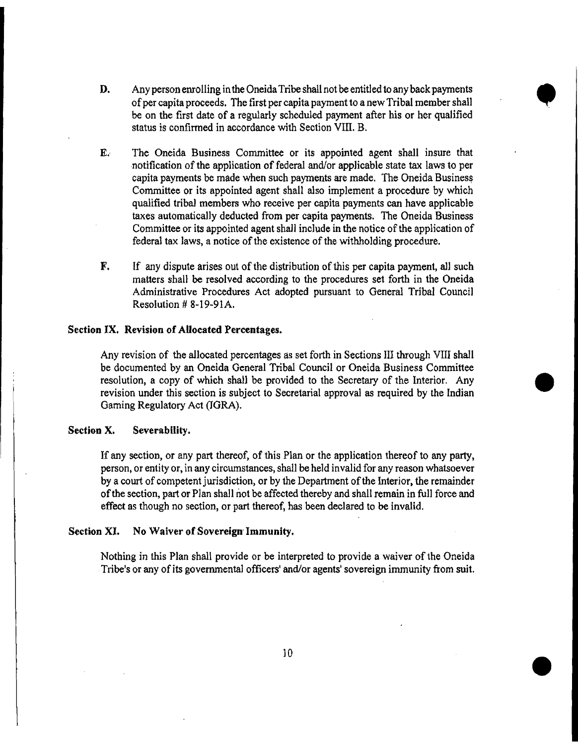**D.** Any person enrolling in the Oneida Tribe shall not be entitled to any back payments of per capita proceeds. The first per capita payment to a new Tribal member shall be on the first date of a regularly scheduled payment after his or her qualified status is confirmed in accordance with Section VIII. B.

**E.** The Oneida Business Committee or its appointed agent shall insure that notification of the application of federal and/or applicable state tax laws to per capita payments be made when such payments are made. The Oneida Business Committee or its appointed agent shall also implement a procedure by which qualified tribal members who receive per capita payments can have applicable taxes automatically deducted from per capita payments. The Oneida Business Committee or its appointed agent shall include in the notice of the application of federal tax laws, a notice of the existence of the withholding procedure.

**F.** If any dispute arises out of the distribution of this per capita payment, all such matters shall be resolved according to the procedures set forth in the Oneida Administrative Procedures Act adopted pursuant to General Tribal Council Resolution # 8-19-91A.

## Section IX. Revision of Allocated Percentages.

Any revision of the allocated percentages as set forth in Sections III through VIII shall be documented by an Oneida General Tribal Council or Oneida Business Committee resolution, a copy of which shall be provided to the Secretary of the Interior. Any revision under this section is subject to Secretarial approval as required by the Indian Gaming Regulatory Act (IGRA).

## Section X. Severability.

If any section, or any part thereof, of this Plan or the application thereof to any party, person, or entity or, in any circumstances, shall be held invalid for any reason whatsoever by a court of competent jurisdiction, or by the Department of the Interior, the remainder of the section, part or Plan shall not be affected thereby and shall remain in full force and effect as though no section, or part thereof, has been declared to be invalid.

## Section XI. No Waiver of Sovereign Immunity.

Nothing in this Plan shall provide or be interpreted to provide a waiver of the Oneida Tribe's or any of its governmental officers' and/or agents' sovereign immunity from suit.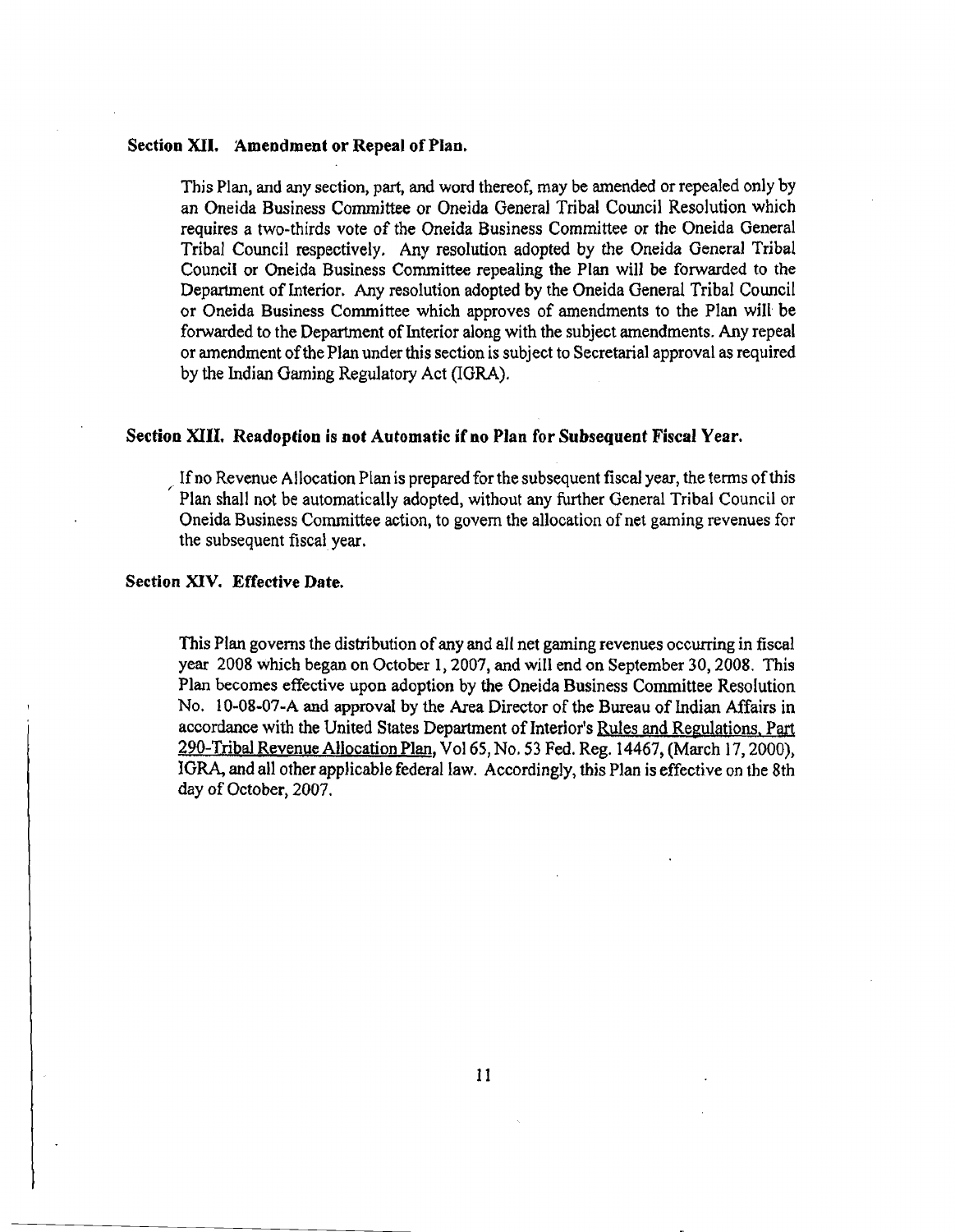**Section XII. Amendment or Repeal of Plan.**

This Plan, and any section, part, and word thereof, may be amended or repealed only by an Oneida Business Committee or Oneida General Tribal Council Resolution which requires a two-thirds vote of the Oneida Business Committee or the Oneida General Tribal Council respectively. Any resolution adopted by the Oneida General Tribal Council or Oneida Business Committee repealing the Plan will be forwarded to the Department of Interior. Any resolution adopted by the Oneida General Tribal Council or Oneida Business Committee which approves of amendments to the Plan will be forwarded to the Department of Interior along with the subject amendments. Any repeal or amendment of the Plan under this section is subject to Secretarial approval as required by the Indian Gaming Regulatory Act (IGRA).

**Section XIII. Readoption is not Automatic if no Plan for Subsequent Fiscal Year.**

If no Revenue Allocation Plan is prepared for the subsequent fiscal year, the terms of this Plan shall not be automatically adopted, without any further General Tribal Council or Oneida Business Committee action, to govern the allocation of net gaming revenues for the subsequent fiscal year.

**Section XIV. Effective Date.**

This Plan governs the distribution of any and all net gaming revenues occurring in fiscal year 2008 which began on October 1, 2007, and will end on September 30, 2008. This Plan becomes effective upon adoption by the Oneida Business Committee Resolution No. 10-08-07-A and approval by the Area Director of the Bureau of Indian Affairs in accordance with the United States Department of Interior's Rules and Regulations, Part 290-Tribal Revenue Allocation Plan, Vol 65, No. 53 Fed. Reg. 14467, (March 17, 2000), IGRA, and all other applicable federal law. Accordingly, this Plan is effective on the 8th day of October, 2007.